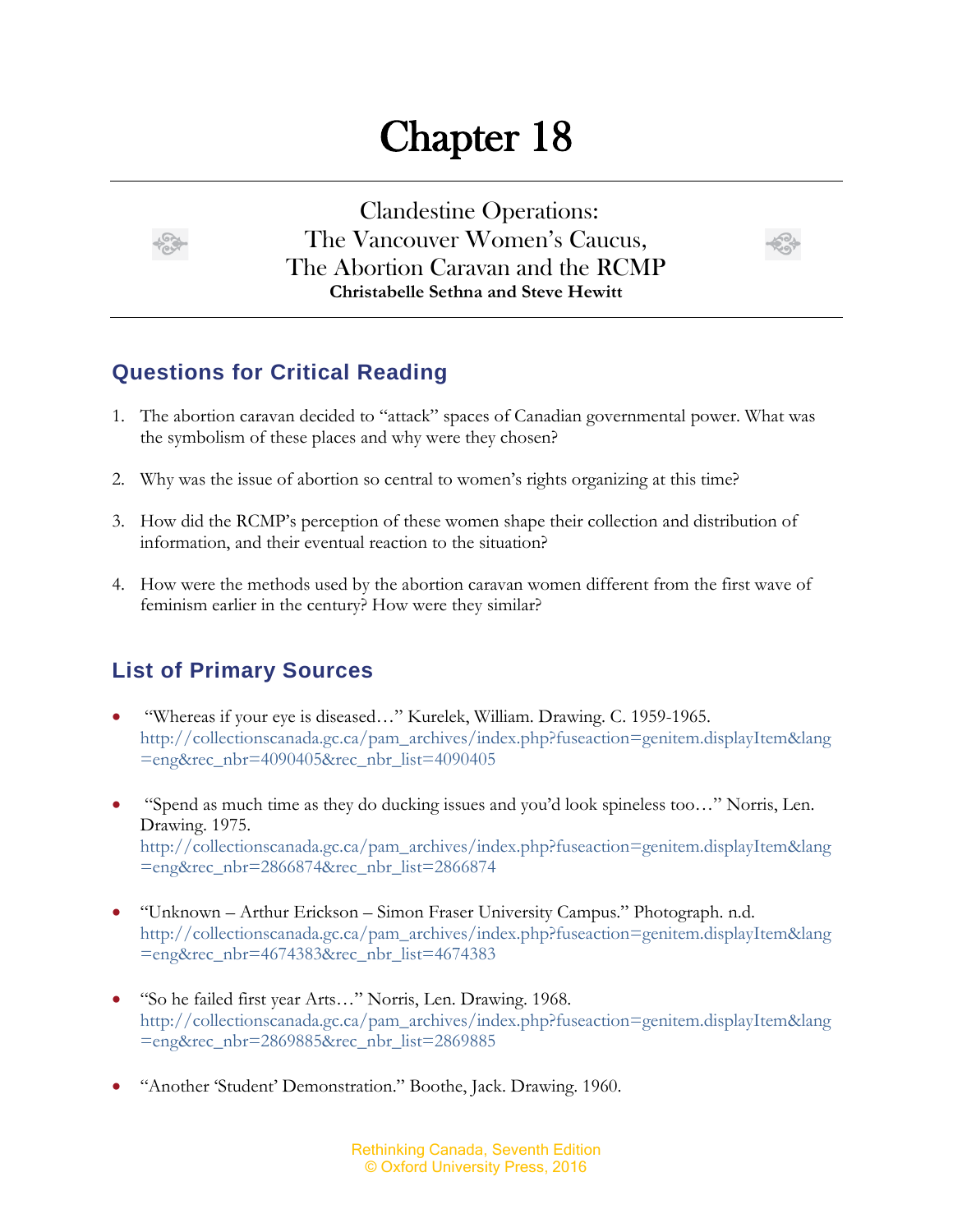# Chapter 18

## Clandestine Operations: The Vancouver Women's Caucus, The Abortion Caravan and the RCMP

**Christabelle Sethna and Steve Hewitt**

## Questions for Critical Reading

1. The abortion caravan decided to "attack" spaces of Canadian governmental power. What was the symbolism of these places and why were they chosen?

2. Why was the issue of abortion so central to women's rights organizing at this time?

3. How did the RCMP's perception of these women shape their collection and distribution of information, and their eventual reaction to the situation?

4. How were the methods used by the abortion caravan women different from the first wave of feminism earlier in the century? How were they similar?

## List of Primary Sources

- "Whereas if your eye is diseased…" Kurelek, William. Drawing. C. 1959-1965. http://collectionscanada.gc.ca/pam_archives/index.php?fuseaction=genitem.displayItem&lang=eng&rec_nbr=4090405&rec_nbr_list=4090405

- "Spend as much time as they do ducking issues and you'd look spineless too…" Norris, Len. Drawing. 1975. http://collectionscanada.gc.ca/pam_archives/index.php?fuseaction=genitem.displayItem&lang=eng&rec_nbr=2866874&rec_nbr_list=2866874

- "Unknown – Arthur Erickson – Simon Fraser University Campus." Photograph. n.d. http://collectionscanada.gc.ca/pam_archives/index.php?fuseaction=genitem.displayItem&lang=eng&rec_nbr=4674383&rec_nbr_list=4674383

- "So he failed first year Arts…" Norris, Len. Drawing. 1968. http://collectionscanada.gc.ca/pam_archives/index.php?fuseaction=genitem.displayItem&lang=eng&rec_nbr=2869885&rec_nbr_list=2869885

- "Another 'Student' Demonstration." Boothe, Jack. Drawing. 1960.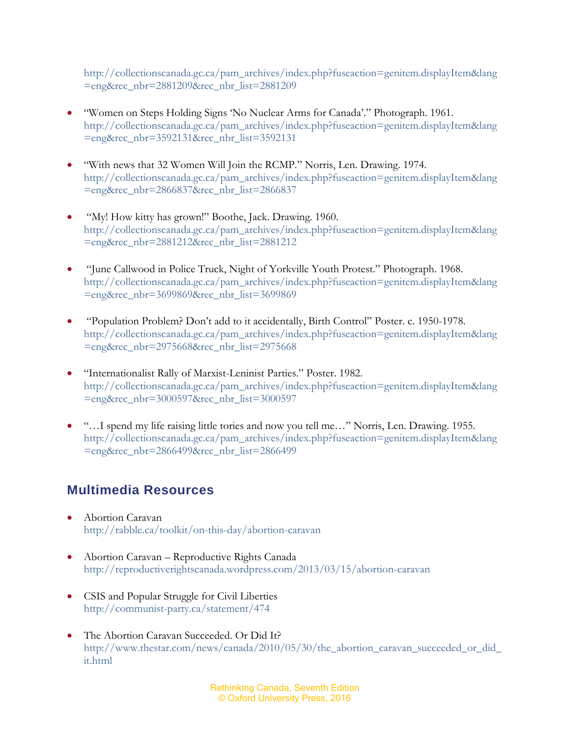http://collectionscanada.gc.ca/pam_archives/index.php?fuseaction=genitem.displayItem&lang=eng&rec_nbr=2881209&rec_nbr_list=2881209

- "Women on Steps Holding Signs 'No Nuclear Arms for Canada'." Photograph. 1961. http://collectionscanada.gc.ca/pam_archives/index.php?fuseaction=genitem.displayItem&lang=eng&rec_nbr=3592131&rec_nbr_list=3592131

- "With news that 32 Women Will Join the RCMP." Norris, Len. Drawing. 1974. http://collectionscanada.gc.ca/pam_archives/index.php?fuseaction=genitem.displayItem&lang=eng&rec_nbr=2866837&rec_nbr_list=2866837

- "My! How kitty has grown!" Boothe, Jack. Drawing. 1960. http://collectionscanada.gc.ca/pam_archives/index.php?fuseaction=genitem.displayItem&lang=eng&rec_nbr=2881212&rec_nbr_list=2881212

- "June Callwood in Police Truck, Night of Yorkville Youth Protest." Photograph. 1968. http://collectionscanada.gc.ca/pam_archives/index.php?fuseaction=genitem.displayItem&lang=eng&rec_nbr=3699869&rec_nbr_list=3699869

- "Population Problem? Don't add to it accidentally, Birth Control" Poster. c. 1950-1978. http://collectionscanada.gc.ca/pam_archives/index.php?fuseaction=genitem.displayItem&lang=eng&rec_nbr=2975668&rec_nbr_list=2975668

- "Internationalist Rally of Marxist-Leninist Parties." Poster. 1982. http://collectionscanada.gc.ca/pam_archives/index.php?fuseaction=genitem.displayItem&lang=eng&rec_nbr=3000597&rec_nbr_list=3000597

- "…I spend my life raising little tories and now you tell me…" Norris, Len. Drawing. 1955. http://collectionscanada.gc.ca/pam_archives/index.php?fuseaction=genitem.displayItem&lang=eng&rec_nbr=2866499&rec_nbr_list=2866499

## Multimedia Resources

- Abortion Caravan
  http://rabble.ca/toolkit/on-this-day/abortion-caravan

- Abortion Caravan – Reproductive Rights Canada
  http://reproductiverightscanada.wordpress.com/2013/03/15/abortion-caravan

- CSIS and Popular Struggle for Civil Liberties
  http://communist-party.ca/statement/474

- The Abortion Caravan Succeeded. Or Did It?
  http://www.thestar.com/news/canada/2010/05/30/the_abortion_caravan_succeeded_or_did_it.html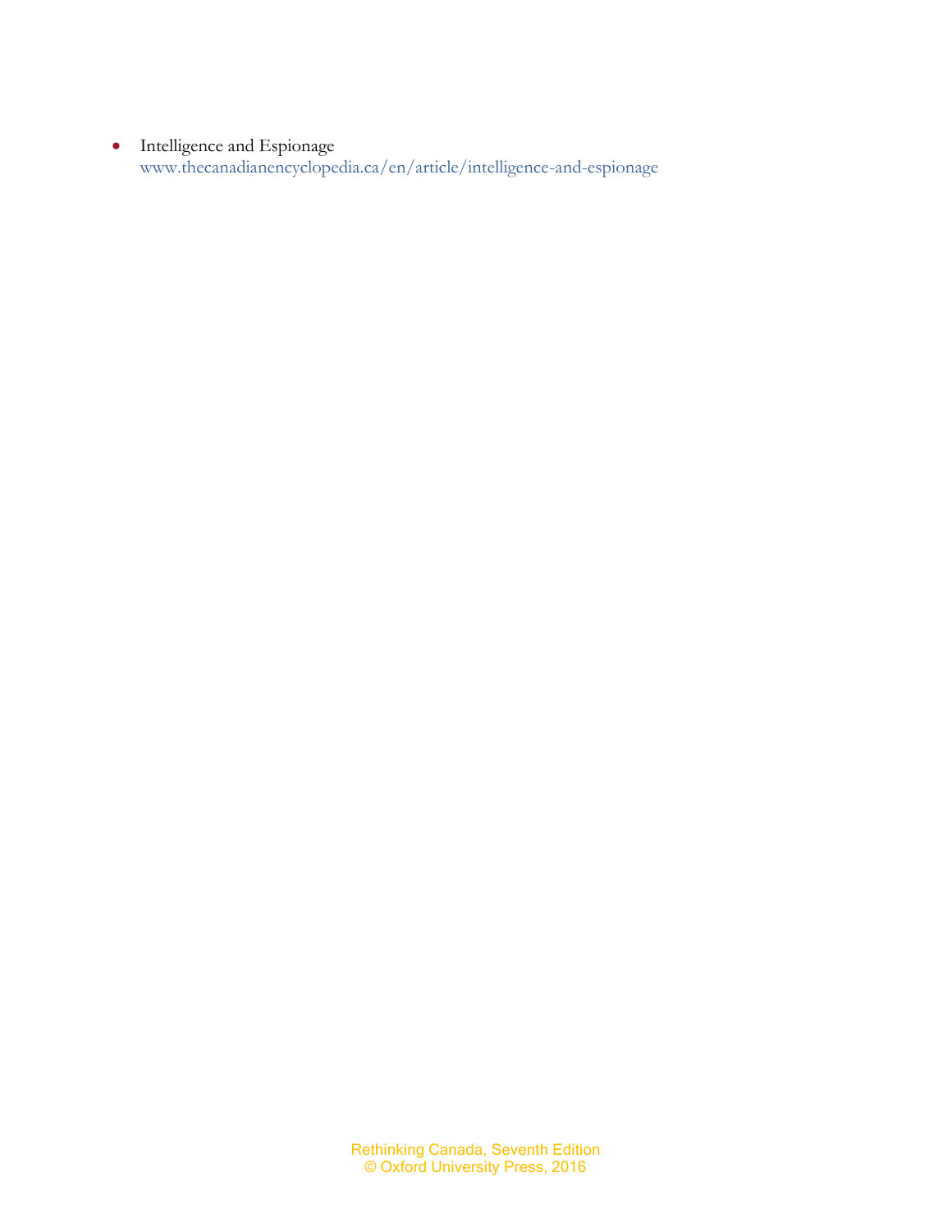- Intelligence and Espionage
  www.thecanadianencyclopedia.ca/en/article/intelligence-and-espionage